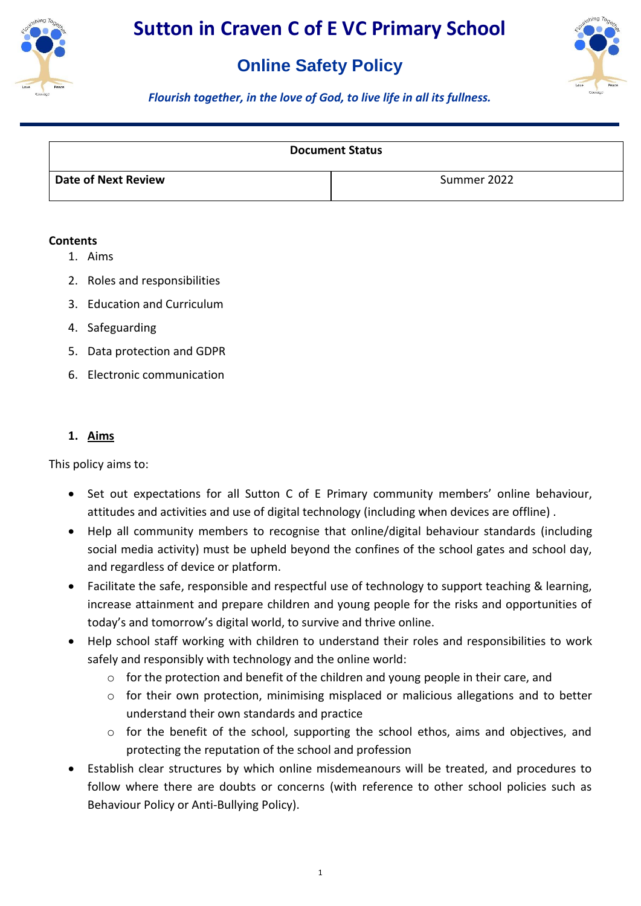# Sutton in Craven C of E VC Primary School

## Online Safety Policy

*Flourish together, in the love of God, to live life in all its fullness.*

| Document Status | |
|---|---|
| **Date of Next Review** | Summer 2022 |

**Contents**

1. Aims
2. Roles and responsibilities
3. Education and Curriculum
4. Safeguarding
5. Data protection and GDPR
6. Electronic communication

### 1. Aims

This policy aims to:

- Set out expectations for all Sutton C of E Primary community members' online behaviour, attitudes and activities and use of digital technology (including when devices are offline) .
- Help all community members to recognise that online/digital behaviour standards (including social media activity) must be upheld beyond the confines of the school gates and school day, and regardless of device or platform.
- Facilitate the safe, responsible and respectful use of technology to support teaching & learning, increase attainment and prepare children and young people for the risks and opportunities of today's and tomorrow's digital world, to survive and thrive online.
- Help school staff working with children to understand their roles and responsibilities to work safely and responsibly with technology and the online world:
  - for the protection and benefit of the children and young people in their care, and
  - for their own protection, minimising misplaced or malicious allegations and to better understand their own standards and practice
  - for the benefit of the school, supporting the school ethos, aims and objectives, and protecting the reputation of the school and profession
- Establish clear structures by which online misdemeanours will be treated, and procedures to follow where there are doubts or concerns (with reference to other school policies such as Behaviour Policy or Anti-Bullying Policy).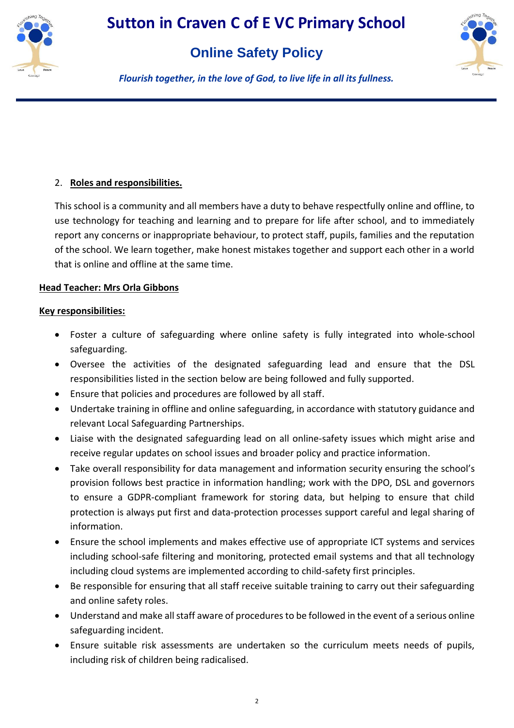## 2. Roles and responsibilities.

This school is a community and all members have a duty to behave respectfully online and offline, to use technology for teaching and learning and to prepare for life after school, and to immediately report any concerns or inappropriate behaviour, to protect staff, pupils, families and the reputation of the school. We learn together, make honest mistakes together and support each other in a world that is online and offline at the same time.

**Head Teacher: Mrs Orla Gibbons**

**Key responsibilities:**

- Foster a culture of safeguarding where online safety is fully integrated into whole-school safeguarding.
- Oversee the activities of the designated safeguarding lead and ensure that the DSL responsibilities listed in the section below are being followed and fully supported.
- Ensure that policies and procedures are followed by all staff.
- Undertake training in offline and online safeguarding, in accordance with statutory guidance and relevant Local Safeguarding Partnerships.
- Liaise with the designated safeguarding lead on all online-safety issues which might arise and receive regular updates on school issues and broader policy and practice information.
- Take overall responsibility for data management and information security ensuring the school's provision follows best practice in information handling; work with the DPO, DSL and governors to ensure a GDPR-compliant framework for storing data, but helping to ensure that child protection is always put first and data-protection processes support careful and legal sharing of information.
- Ensure the school implements and makes effective use of appropriate ICT systems and services including school-safe filtering and monitoring, protected email systems and that all technology including cloud systems are implemented according to child-safety first principles.
- Be responsible for ensuring that all staff receive suitable training to carry out their safeguarding and online safety roles.
- Understand and make all staff aware of procedures to be followed in the event of a serious online safeguarding incident.
- Ensure suitable risk assessments are undertaken so the curriculum meets needs of pupils, including risk of children being radicalised.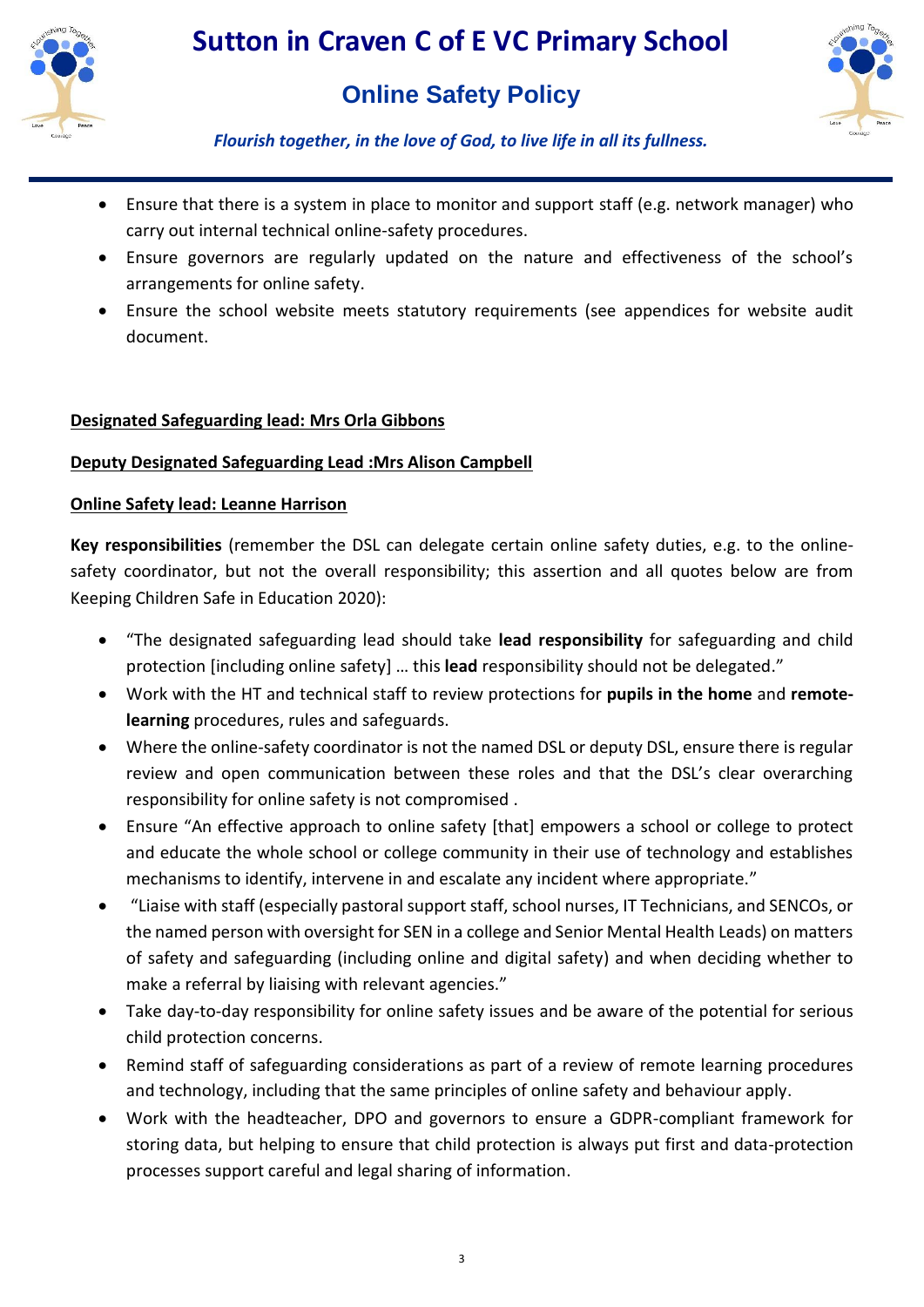- Ensure that there is a system in place to monitor and support staff (e.g. network manager) who carry out internal technical online-safety procedures.
- Ensure governors are regularly updated on the nature and effectiveness of the school's arrangements for online safety.
- Ensure the school website meets statutory requirements (see appendices for website audit document.

**Designated Safeguarding lead: Mrs Orla Gibbons**

**Deputy Designated Safeguarding Lead :Mrs Alison Campbell**

**Online Safety lead: Leanne Harrison**

**Key responsibilities** (remember the DSL can delegate certain online safety duties, e.g. to the online-safety coordinator, but not the overall responsibility; this assertion and all quotes below are from Keeping Children Safe in Education 2020):

- "The designated safeguarding lead should take **lead responsibility** for safeguarding and child protection [including online safety] … this **lead** responsibility should not be delegated."
- Work with the HT and technical staff to review protections for **pupils in the home** and **remote-learning** procedures, rules and safeguards.
- Where the online-safety coordinator is not the named DSL or deputy DSL, ensure there is regular review and open communication between these roles and that the DSL's clear overarching responsibility for online safety is not compromised .
- Ensure "An effective approach to online safety [that] empowers a school or college to protect and educate the whole school or college community in their use of technology and establishes mechanisms to identify, intervene in and escalate any incident where appropriate."
- "Liaise with staff (especially pastoral support staff, school nurses, IT Technicians, and SENCOs, or the named person with oversight for SEN in a college and Senior Mental Health Leads) on matters of safety and safeguarding (including online and digital safety) and when deciding whether to make a referral by liaising with relevant agencies."
- Take day-to-day responsibility for online safety issues and be aware of the potential for serious child protection concerns.
- Remind staff of safeguarding considerations as part of a review of remote learning procedures and technology, including that the same principles of online safety and behaviour apply.
- Work with the headteacher, DPO and governors to ensure a GDPR-compliant framework for storing data, but helping to ensure that child protection is always put first and data-protection processes support careful and legal sharing of information.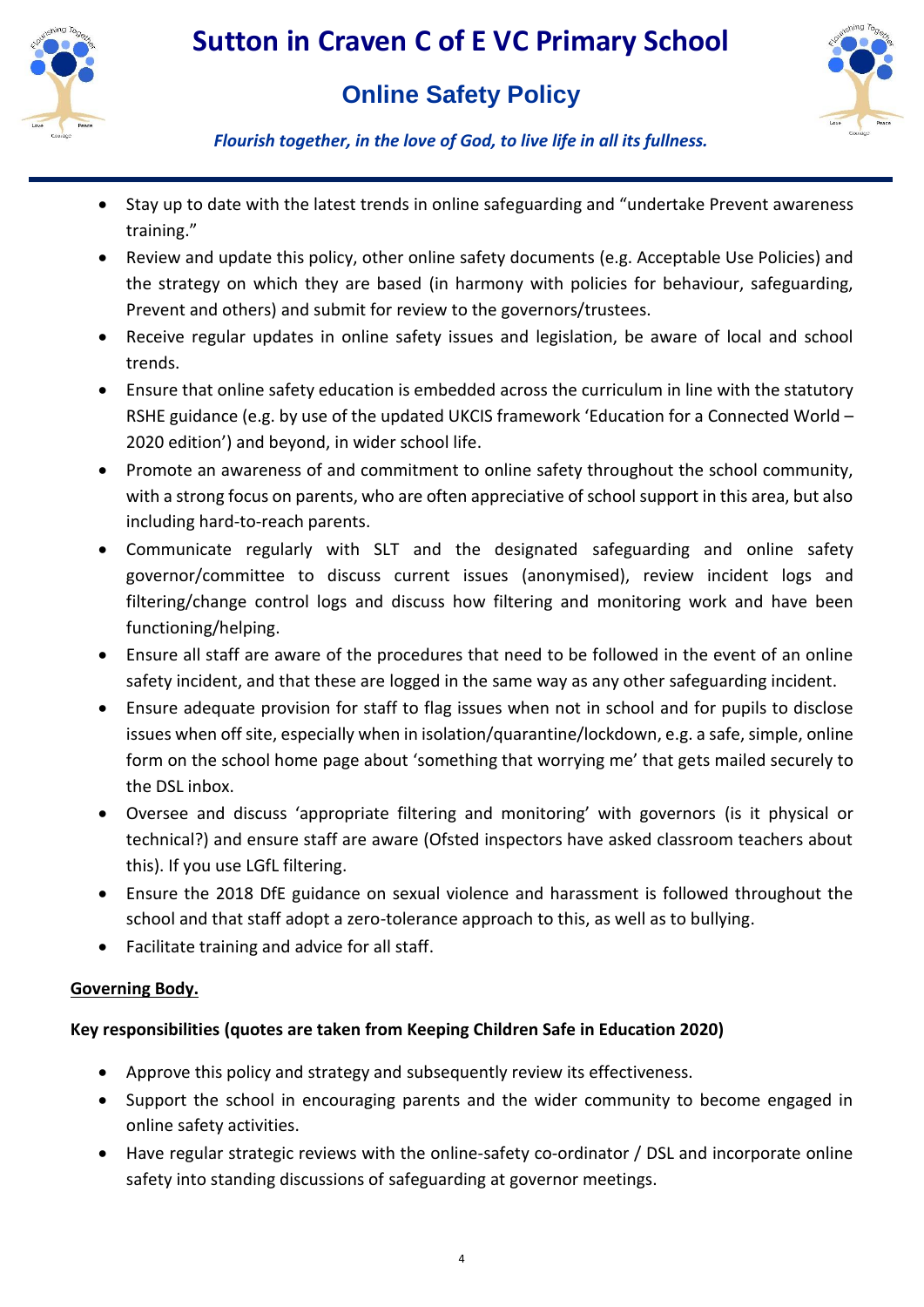- Stay up to date with the latest trends in online safeguarding and "undertake Prevent awareness training."
- Review and update this policy, other online safety documents (e.g. Acceptable Use Policies) and the strategy on which they are based (in harmony with policies for behaviour, safeguarding, Prevent and others) and submit for review to the governors/trustees.
- Receive regular updates in online safety issues and legislation, be aware of local and school trends.
- Ensure that online safety education is embedded across the curriculum in line with the statutory RSHE guidance (e.g. by use of the updated UKCIS framework 'Education for a Connected World – 2020 edition') and beyond, in wider school life.
- Promote an awareness of and commitment to online safety throughout the school community, with a strong focus on parents, who are often appreciative of school support in this area, but also including hard-to-reach parents.
- Communicate regularly with SLT and the designated safeguarding and online safety governor/committee to discuss current issues (anonymised), review incident logs and filtering/change control logs and discuss how filtering and monitoring work and have been functioning/helping.
- Ensure all staff are aware of the procedures that need to be followed in the event of an online safety incident, and that these are logged in the same way as any other safeguarding incident.
- Ensure adequate provision for staff to flag issues when not in school and for pupils to disclose issues when off site, especially when in isolation/quarantine/lockdown, e.g. a safe, simple, online form on the school home page about 'something that worrying me' that gets mailed securely to the DSL inbox.
- Oversee and discuss 'appropriate filtering and monitoring' with governors (is it physical or technical?) and ensure staff are aware (Ofsted inspectors have asked classroom teachers about this). If you use LGfL filtering.
- Ensure the 2018 DfE guidance on sexual violence and harassment is followed throughout the school and that staff adopt a zero-tolerance approach to this, as well as to bullying.
- Facilitate training and advice for all staff.

**Governing Body.**

**Key responsibilities (quotes are taken from Keeping Children Safe in Education 2020)**

- Approve this policy and strategy and subsequently review its effectiveness.
- Support the school in encouraging parents and the wider community to become engaged in online safety activities.
- Have regular strategic reviews with the online-safety co-ordinator / DSL and incorporate online safety into standing discussions of safeguarding at governor meetings.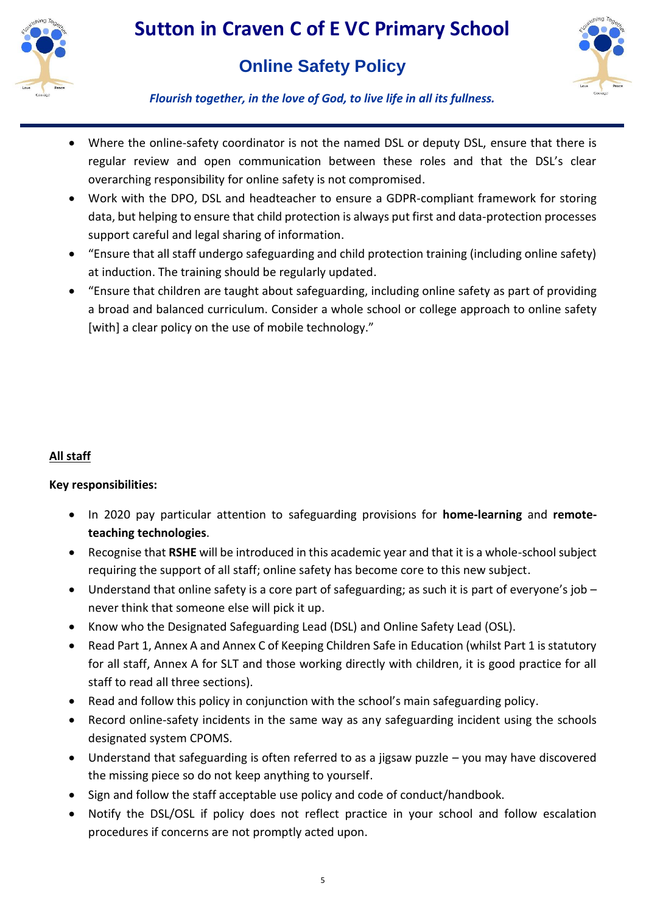- Where the online-safety coordinator is not the named DSL or deputy DSL, ensure that there is regular review and open communication between these roles and that the DSL's clear overarching responsibility for online safety is not compromised.
- Work with the DPO, DSL and headteacher to ensure a GDPR-compliant framework for storing data, but helping to ensure that child protection is always put first and data-protection processes support careful and legal sharing of information.
- "Ensure that all staff undergo safeguarding and child protection training (including online safety) at induction. The training should be regularly updated.
- "Ensure that children are taught about safeguarding, including online safety as part of providing a broad and balanced curriculum. Consider a whole school or college approach to online safety [with] a clear policy on the use of mobile technology."

<u>**All staff**</u>

**Key responsibilities:**

- In 2020 pay particular attention to safeguarding provisions for **home-learning** and **remote-teaching technologies**.
- Recognise that **RSHE** will be introduced in this academic year and that it is a whole-school subject requiring the support of all staff; online safety has become core to this new subject.
- Understand that online safety is a core part of safeguarding; as such it is part of everyone's job – never think that someone else will pick it up.
- Know who the Designated Safeguarding Lead (DSL) and Online Safety Lead (OSL).
- Read Part 1, Annex A and Annex C of Keeping Children Safe in Education (whilst Part 1 is statutory for all staff, Annex A for SLT and those working directly with children, it is good practice for all staff to read all three sections).
- Read and follow this policy in conjunction with the school's main safeguarding policy.
- Record online-safety incidents in the same way as any safeguarding incident using the schools designated system CPOMS.
- Understand that safeguarding is often referred to as a jigsaw puzzle – you may have discovered the missing piece so do not keep anything to yourself.
- Sign and follow the staff acceptable use policy and code of conduct/handbook.
- Notify the DSL/OSL if policy does not reflect practice in your school and follow escalation procedures if concerns are not promptly acted upon.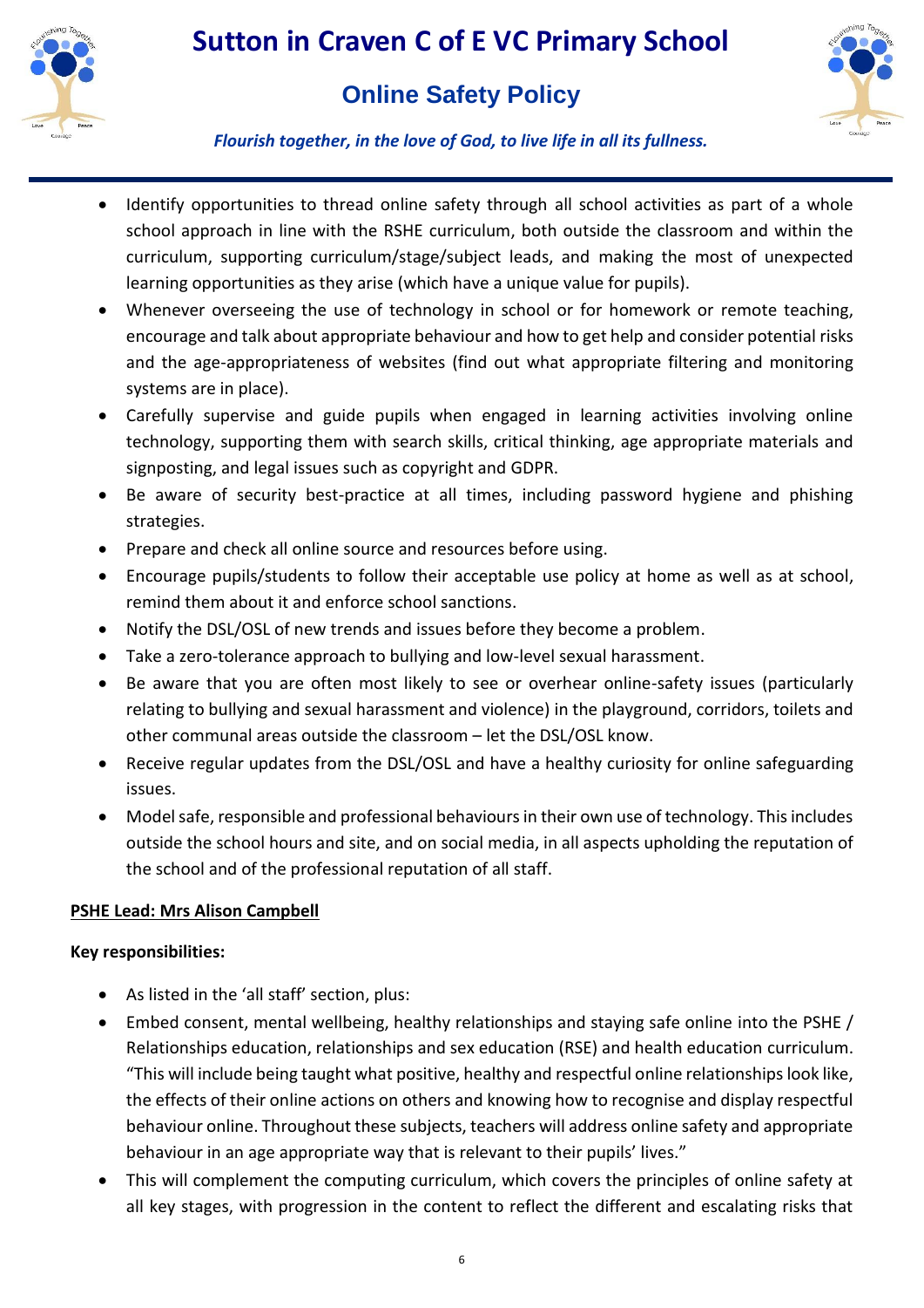- Identify opportunities to thread online safety through all school activities as part of a whole school approach in line with the RSHE curriculum, both outside the classroom and within the curriculum, supporting curriculum/stage/subject leads, and making the most of unexpected learning opportunities as they arise (which have a unique value for pupils).
- Whenever overseeing the use of technology in school or for homework or remote teaching, encourage and talk about appropriate behaviour and how to get help and consider potential risks and the age-appropriateness of websites (find out what appropriate filtering and monitoring systems are in place).
- Carefully supervise and guide pupils when engaged in learning activities involving online technology, supporting them with search skills, critical thinking, age appropriate materials and signposting, and legal issues such as copyright and GDPR.
- Be aware of security best-practice at all times, including password hygiene and phishing strategies.
- Prepare and check all online source and resources before using.
- Encourage pupils/students to follow their acceptable use policy at home as well as at school, remind them about it and enforce school sanctions.
- Notify the DSL/OSL of new trends and issues before they become a problem.
- Take a zero-tolerance approach to bullying and low-level sexual harassment.
- Be aware that you are often most likely to see or overhear online-safety issues (particularly relating to bullying and sexual harassment and violence) in the playground, corridors, toilets and other communal areas outside the classroom – let the DSL/OSL know.
- Receive regular updates from the DSL/OSL and have a healthy curiosity for online safeguarding issues.
- Model safe, responsible and professional behaviours in their own use of technology. This includes outside the school hours and site, and on social media, in all aspects upholding the reputation of the school and of the professional reputation of all staff.

**PSHE Lead: Mrs Alison Campbell**

**Key responsibilities:**

- As listed in the 'all staff' section, plus:
- Embed consent, mental wellbeing, healthy relationships and staying safe online into the PSHE / Relationships education, relationships and sex education (RSE) and health education curriculum. "This will include being taught what positive, healthy and respectful online relationships look like, the effects of their online actions on others and knowing how to recognise and display respectful behaviour online. Throughout these subjects, teachers will address online safety and appropriate behaviour in an age appropriate way that is relevant to their pupils' lives."
- This will complement the computing curriculum, which covers the principles of online safety at all key stages, with progression in the content to reflect the different and escalating risks that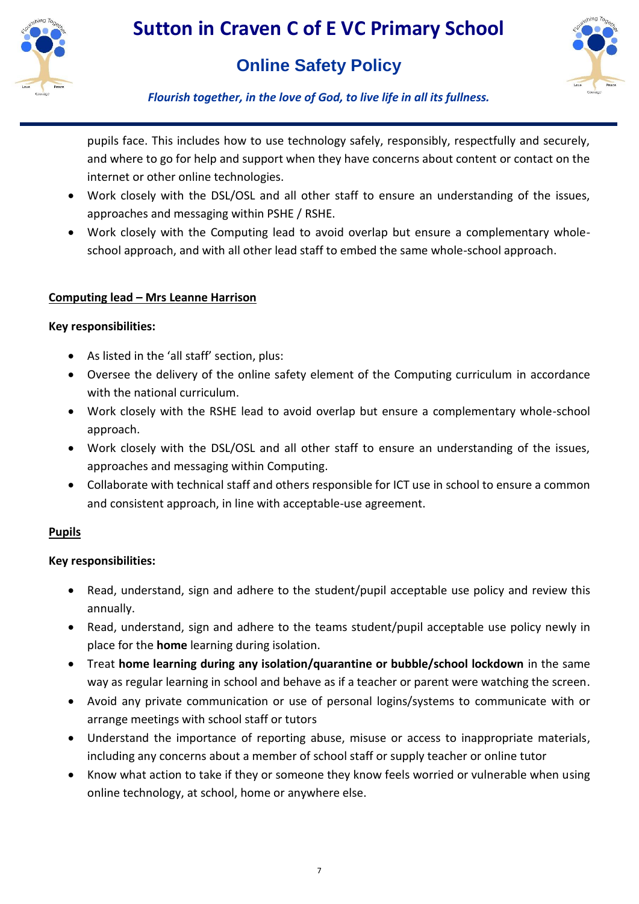pupils face. This includes how to use technology safely, responsibly, respectfully and securely, and where to go for help and support when they have concerns about content or contact on the internet or other online technologies.

- Work closely with the DSL/OSL and all other staff to ensure an understanding of the issues, approaches and messaging within PSHE / RSHE.
- Work closely with the Computing lead to avoid overlap but ensure a complementary whole-school approach, and with all other lead staff to embed the same whole-school approach.

**Computing lead – Mrs Leanne Harrison**

**Key responsibilities:**

- As listed in the 'all staff' section, plus:
- Oversee the delivery of the online safety element of the Computing curriculum in accordance with the national curriculum.
- Work closely with the RSHE lead to avoid overlap but ensure a complementary whole-school approach.
- Work closely with the DSL/OSL and all other staff to ensure an understanding of the issues, approaches and messaging within Computing.
- Collaborate with technical staff and others responsible for ICT use in school to ensure a common and consistent approach, in line with acceptable-use agreement.

**Pupils**

**Key responsibilities:**

- Read, understand, sign and adhere to the student/pupil acceptable use policy and review this annually.
- Read, understand, sign and adhere to the teams student/pupil acceptable use policy newly in place for the **home** learning during isolation.
- Treat **home learning during any isolation/quarantine or bubble/school lockdown** in the same way as regular learning in school and behave as if a teacher or parent were watching the screen.
- Avoid any private communication or use of personal logins/systems to communicate with or arrange meetings with school staff or tutors
- Understand the importance of reporting abuse, misuse or access to inappropriate materials, including any concerns about a member of school staff or supply teacher or online tutor
- Know what action to take if they or someone they know feels worried or vulnerable when using online technology, at school, home or anywhere else.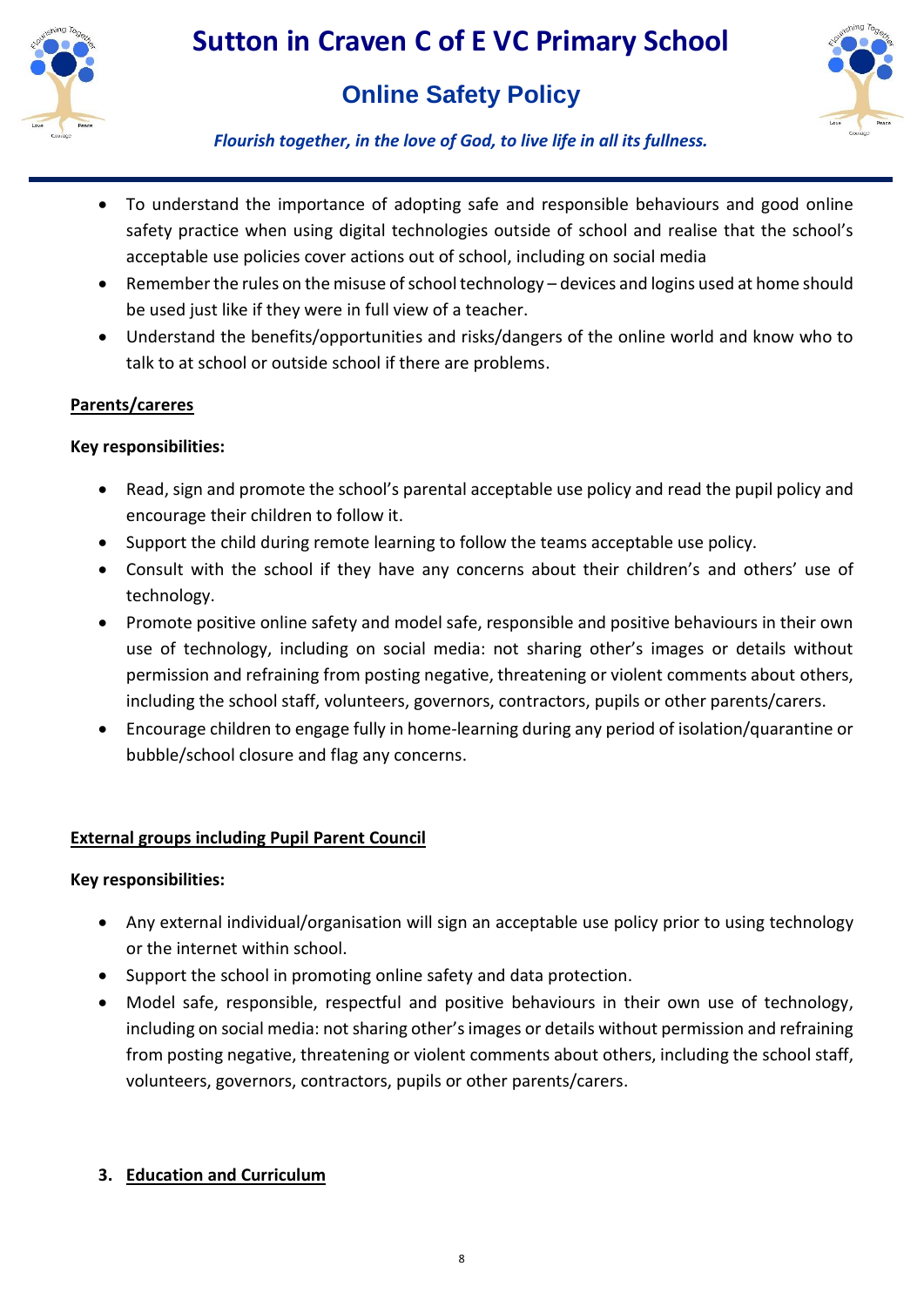- To understand the importance of adopting safe and responsible behaviours and good online safety practice when using digital technologies outside of school and realise that the school's acceptable use policies cover actions out of school, including on social media
- Remember the rules on the misuse of school technology – devices and logins used at home should be used just like if they were in full view of a teacher.
- Understand the benefits/opportunities and risks/dangers of the online world and know who to talk to at school or outside school if there are problems.

**Parents/careres**

**Key responsibilities:**

- Read, sign and promote the school's parental acceptable use policy and read the pupil policy and encourage their children to follow it.
- Support the child during remote learning to follow the teams acceptable use policy.
- Consult with the school if they have any concerns about their children's and others' use of technology.
- Promote positive online safety and model safe, responsible and positive behaviours in their own use of technology, including on social media: not sharing other's images or details without permission and refraining from posting negative, threatening or violent comments about others, including the school staff, volunteers, governors, contractors, pupils or other parents/carers.
- Encourage children to engage fully in home-learning during any period of isolation/quarantine or bubble/school closure and flag any concerns.

**External groups including Pupil Parent Council**

**Key responsibilities:**

- Any external individual/organisation will sign an acceptable use policy prior to using technology or the internet within school.
- Support the school in promoting online safety and data protection.
- Model safe, responsible, respectful and positive behaviours in their own use of technology, including on social media: not sharing other's images or details without permission and refraining from posting negative, threatening or violent comments about others, including the school staff, volunteers, governors, contractors, pupils or other parents/carers.

## 3. Education and Curriculum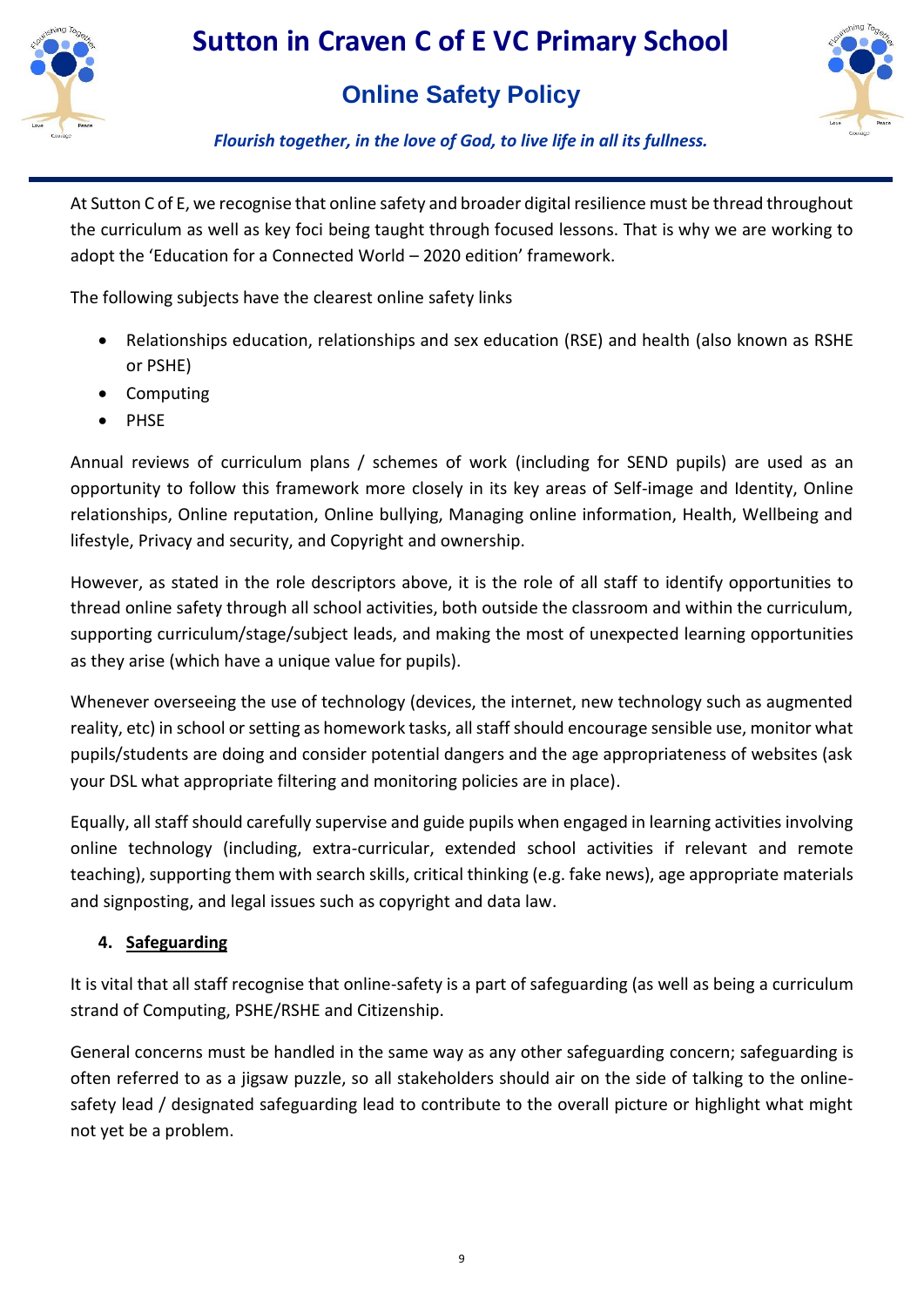At Sutton C of E, we recognise that online safety and broader digital resilience must be thread throughout the curriculum as well as key foci being taught through focused lessons. That is why we are working to adopt the 'Education for a Connected World – 2020 edition' framework.

The following subjects have the clearest online safety links

- Relationships education, relationships and sex education (RSE) and health (also known as RSHE or PSHE)
- Computing
- PHSE

Annual reviews of curriculum plans / schemes of work (including for SEND pupils) are used as an opportunity to follow this framework more closely in its key areas of Self-image and Identity, Online relationships, Online reputation, Online bullying, Managing online information, Health, Wellbeing and lifestyle, Privacy and security, and Copyright and ownership.

However, as stated in the role descriptors above, it is the role of all staff to identify opportunities to thread online safety through all school activities, both outside the classroom and within the curriculum, supporting curriculum/stage/subject leads, and making the most of unexpected learning opportunities as they arise (which have a unique value for pupils).

Whenever overseeing the use of technology (devices, the internet, new technology such as augmented reality, etc) in school or setting as homework tasks, all staff should encourage sensible use, monitor what pupils/students are doing and consider potential dangers and the age appropriateness of websites (ask your DSL what appropriate filtering and monitoring policies are in place).

Equally, all staff should carefully supervise and guide pupils when engaged in learning activities involving online technology (including, extra-curricular, extended school activities if relevant and remote teaching), supporting them with search skills, critical thinking (e.g. fake news), age appropriate materials and signposting, and legal issues such as copyright and data law.

## 4. Safeguarding

It is vital that all staff recognise that online-safety is a part of safeguarding (as well as being a curriculum strand of Computing, PSHE/RSHE and Citizenship.

General concerns must be handled in the same way as any other safeguarding concern; safeguarding is often referred to as a jigsaw puzzle, so all stakeholders should air on the side of talking to the online-safety lead / designated safeguarding lead to contribute to the overall picture or highlight what might not yet be a problem.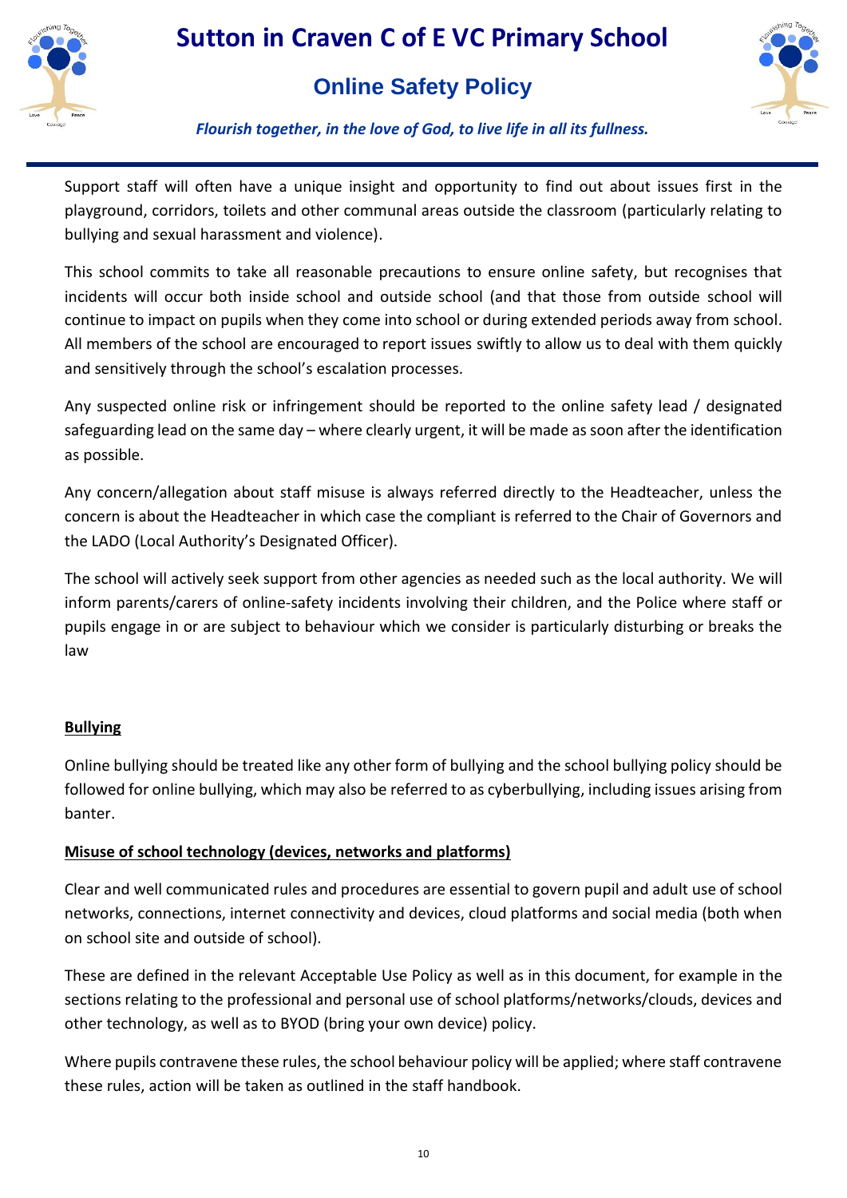Support staff will often have a unique insight and opportunity to find out about issues first in the playground, corridors, toilets and other communal areas outside the classroom (particularly relating to bullying and sexual harassment and violence).

This school commits to take all reasonable precautions to ensure online safety, but recognises that incidents will occur both inside school and outside school (and that those from outside school will continue to impact on pupils when they come into school or during extended periods away from school. All members of the school are encouraged to report issues swiftly to allow us to deal with them quickly and sensitively through the school's escalation processes.

Any suspected online risk or infringement should be reported to the online safety lead / designated safeguarding lead on the same day – where clearly urgent, it will be made as soon after the identification as possible.

Any concern/allegation about staff misuse is always referred directly to the Headteacher, unless the concern is about the Headteacher in which case the compliant is referred to the Chair of Governors and the LADO (Local Authority's Designated Officer).

The school will actively seek support from other agencies as needed such as the local authority. We will inform parents/carers of online-safety incidents involving their children, and the Police where staff or pupils engage in or are subject to behaviour which we consider is particularly disturbing or breaks the law

**Bullying**

Online bullying should be treated like any other form of bullying and the school bullying policy should be followed for online bullying, which may also be referred to as cyberbullying, including issues arising from banter.

**Misuse of school technology (devices, networks and platforms)**

Clear and well communicated rules and procedures are essential to govern pupil and adult use of school networks, connections, internet connectivity and devices, cloud platforms and social media (both when on school site and outside of school).

These are defined in the relevant Acceptable Use Policy as well as in this document, for example in the sections relating to the professional and personal use of school platforms/networks/clouds, devices and other technology, as well as to BYOD (bring your own device) policy.

Where pupils contravene these rules, the school behaviour policy will be applied; where staff contravene these rules, action will be taken as outlined in the staff handbook.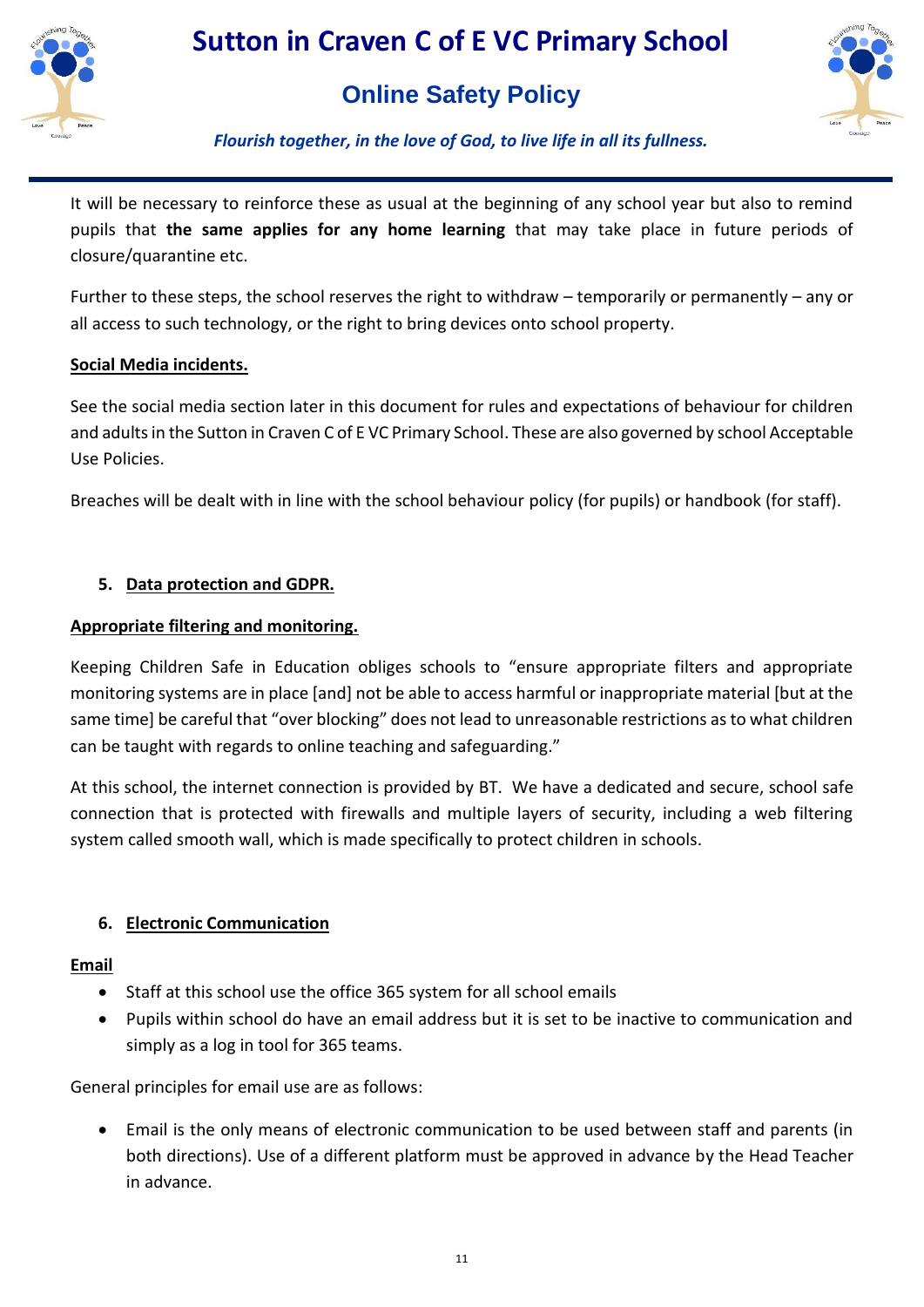It will be necessary to reinforce these as usual at the beginning of any school year but also to remind pupils that **the same applies for any home learning** that may take place in future periods of closure/quarantine etc.

Further to these steps, the school reserves the right to withdraw – temporarily or permanently – any or all access to such technology, or the right to bring devices onto school property.

**Social Media incidents.**

See the social media section later in this document for rules and expectations of behaviour for children and adults in the Sutton in Craven C of E VC Primary School. These are also governed by school Acceptable Use Policies.

Breaches will be dealt with in line with the school behaviour policy (for pupils) or handbook (for staff).

## 5. Data protection and GDPR.

**Appropriate filtering and monitoring.**

Keeping Children Safe in Education obliges schools to "ensure appropriate filters and appropriate monitoring systems are in place [and] not be able to access harmful or inappropriate material [but at the same time] be careful that "over blocking" does not lead to unreasonable restrictions as to what children can be taught with regards to online teaching and safeguarding."

At this school, the internet connection is provided by BT. We have a dedicated and secure, school safe connection that is protected with firewalls and multiple layers of security, including a web filtering system called smooth wall, which is made specifically to protect children in schools.

## 6. Electronic Communication

**Email**

- Staff at this school use the office 365 system for all school emails
- Pupils within school do have an email address but it is set to be inactive to communication and simply as a log in tool for 365 teams.

General principles for email use are as follows:

- Email is the only means of electronic communication to be used between staff and parents (in both directions). Use of a different platform must be approved in advance by the Head Teacher in advance.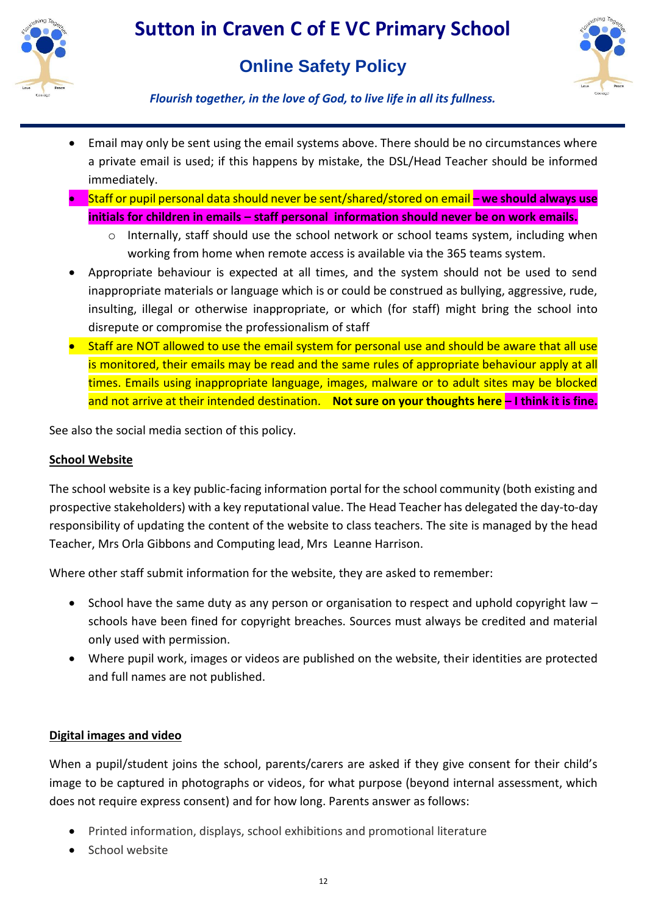- Email may only be sent using the email systems above. There should be no circumstances where a private email is used; if this happens by mistake, the DSL/Head Teacher should be informed immediately.
- Staff or pupil personal data should never be sent/shared/stored on email **– we should always use initials for children in emails – staff personal information should never be on work emails.**
  - Internally, staff should use the school network or school teams system, including when working from home when remote access is available via the 365 teams system.
- Appropriate behaviour is expected at all times, and the system should not be used to send inappropriate materials or language which is or could be construed as bullying, aggressive, rude, insulting, illegal or otherwise inappropriate, or which (for staff) might bring the school into disrepute or compromise the professionalism of staff
- Staff are NOT allowed to use the email system for personal use and should be aware that all use is monitored, their emails may be read and the same rules of appropriate behaviour apply at all times. Emails using inappropriate language, images, malware or to adult sites may be blocked and not arrive at their intended destination. **Not sure on your thoughts here – I think it is fine.**

See also the social media section of this policy.

**School Website**

The school website is a key public-facing information portal for the school community (both existing and prospective stakeholders) with a key reputational value. The Head Teacher has delegated the day-to-day responsibility of updating the content of the website to class teachers. The site is managed by the head Teacher, Mrs Orla Gibbons and Computing lead, Mrs Leanne Harrison.

Where other staff submit information for the website, they are asked to remember:

- School have the same duty as any person or organisation to respect and uphold copyright law – schools have been fined for copyright breaches. Sources must always be credited and material only used with permission.
- Where pupil work, images or videos are published on the website, their identities are protected and full names are not published.

**Digital images and video**

When a pupil/student joins the school, parents/carers are asked if they give consent for their child's image to be captured in photographs or videos, for what purpose (beyond internal assessment, which does not require express consent) and for how long. Parents answer as follows:

- Printed information, displays, school exhibitions and promotional literature
- School website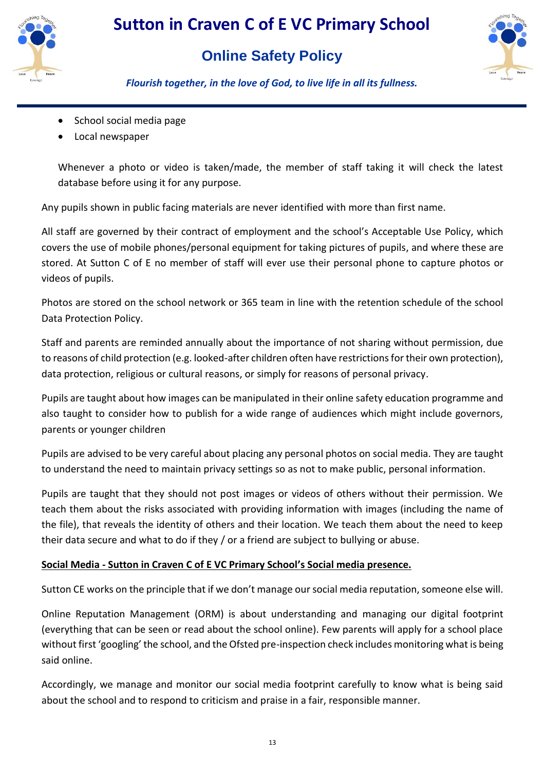- School social media page
- Local newspaper

Whenever a photo or video is taken/made, the member of staff taking it will check the latest database before using it for any purpose.

Any pupils shown in public facing materials are never identified with more than first name.

All staff are governed by their contract of employment and the school's Acceptable Use Policy, which covers the use of mobile phones/personal equipment for taking pictures of pupils, and where these are stored. At Sutton C of E no member of staff will ever use their personal phone to capture photos or videos of pupils.

Photos are stored on the school network or 365 team in line with the retention schedule of the school Data Protection Policy.

Staff and parents are reminded annually about the importance of not sharing without permission, due to reasons of child protection (e.g. looked-after children often have restrictions for their own protection), data protection, religious or cultural reasons, or simply for reasons of personal privacy.

Pupils are taught about how images can be manipulated in their online safety education programme and also taught to consider how to publish for a wide range of audiences which might include governors, parents or younger children

Pupils are advised to be very careful about placing any personal photos on social media. They are taught to understand the need to maintain privacy settings so as not to make public, personal information.

Pupils are taught that they should not post images or videos of others without their permission. We teach them about the risks associated with providing information with images (including the name of the file), that reveals the identity of others and their location. We teach them about the need to keep their data secure and what to do if they / or a friend are subject to bullying or abuse.

**Social Media - Sutton in Craven C of E VC Primary School's Social media presence.**

Sutton CE works on the principle that if we don't manage our social media reputation, someone else will.

Online Reputation Management (ORM) is about understanding and managing our digital footprint (everything that can be seen or read about the school online). Few parents will apply for a school place without first 'googling' the school, and the Ofsted pre-inspection check includes monitoring what is being said online.

Accordingly, we manage and monitor our social media footprint carefully to know what is being said about the school and to respond to criticism and praise in a fair, responsible manner.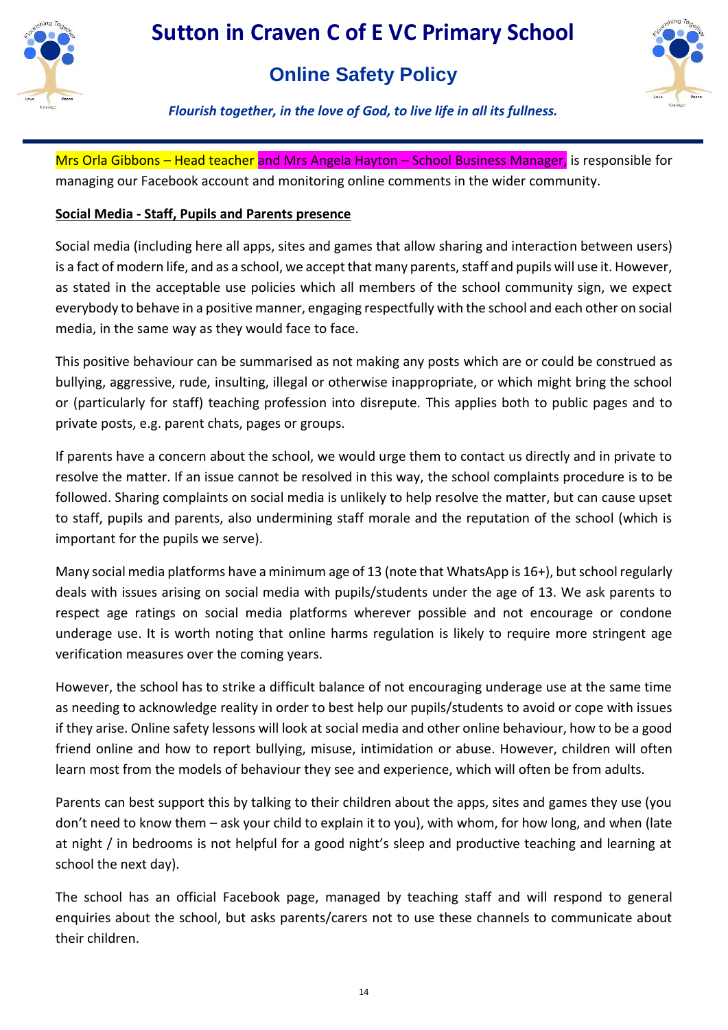Mrs Orla Gibbons – Head teacher and Mrs Angela Hayton – School Business Manager, is responsible for managing our Facebook account and monitoring online comments in the wider community.

**Social Media - Staff, Pupils and Parents presence**

Social media (including here all apps, sites and games that allow sharing and interaction between users) is a fact of modern life, and as a school, we accept that many parents, staff and pupils will use it. However, as stated in the acceptable use policies which all members of the school community sign, we expect everybody to behave in a positive manner, engaging respectfully with the school and each other on social media, in the same way as they would face to face.

This positive behaviour can be summarised as not making any posts which are or could be construed as bullying, aggressive, rude, insulting, illegal or otherwise inappropriate, or which might bring the school or (particularly for staff) teaching profession into disrepute. This applies both to public pages and to private posts, e.g. parent chats, pages or groups.

If parents have a concern about the school, we would urge them to contact us directly and in private to resolve the matter. If an issue cannot be resolved in this way, the school complaints procedure is to be followed. Sharing complaints on social media is unlikely to help resolve the matter, but can cause upset to staff, pupils and parents, also undermining staff morale and the reputation of the school (which is important for the pupils we serve).

Many social media platforms have a minimum age of 13 (note that WhatsApp is 16+), but school regularly deals with issues arising on social media with pupils/students under the age of 13. We ask parents to respect age ratings on social media platforms wherever possible and not encourage or condone underage use. It is worth noting that online harms regulation is likely to require more stringent age verification measures over the coming years.

However, the school has to strike a difficult balance of not encouraging underage use at the same time as needing to acknowledge reality in order to best help our pupils/students to avoid or cope with issues if they arise. Online safety lessons will look at social media and other online behaviour, how to be a good friend online and how to report bullying, misuse, intimidation or abuse. However, children will often learn most from the models of behaviour they see and experience, which will often be from adults.

Parents can best support this by talking to their children about the apps, sites and games they use (you don't need to know them – ask your child to explain it to you), with whom, for how long, and when (late at night / in bedrooms is not helpful for a good night's sleep and productive teaching and learning at school the next day).

The school has an official Facebook page, managed by teaching staff and will respond to general enquiries about the school, but asks parents/carers not to use these channels to communicate about their children.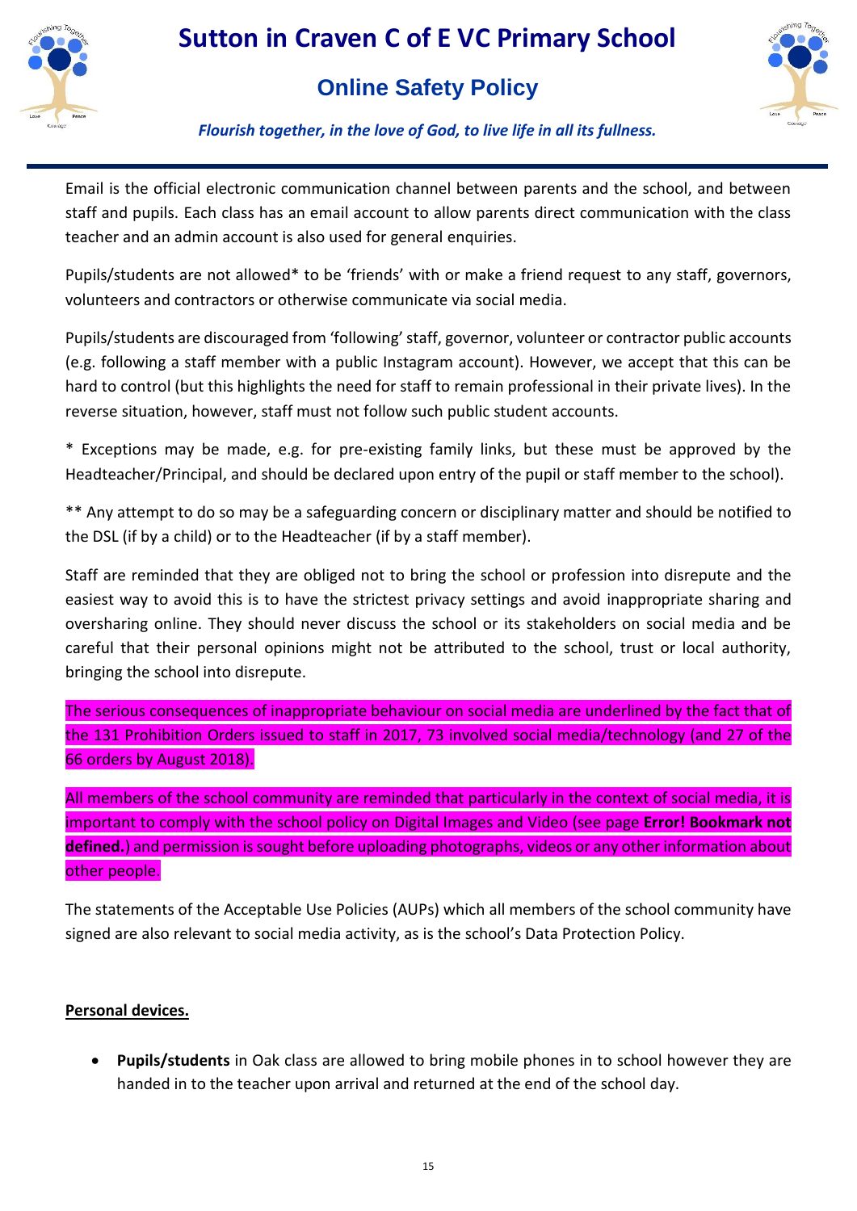Email is the official electronic communication channel between parents and the school, and between staff and pupils. Each class has an email account to allow parents direct communication with the class teacher and an admin account is also used for general enquiries.

Pupils/students are not allowed* to be 'friends' with or make a friend request to any staff, governors, volunteers and contractors or otherwise communicate via social media.

Pupils/students are discouraged from 'following' staff, governor, volunteer or contractor public accounts (e.g. following a staff member with a public Instagram account). However, we accept that this can be hard to control (but this highlights the need for staff to remain professional in their private lives). In the reverse situation, however, staff must not follow such public student accounts.

* Exceptions may be made, e.g. for pre-existing family links, but these must be approved by the Headteacher/Principal, and should be declared upon entry of the pupil or staff member to the school).

** Any attempt to do so may be a safeguarding concern or disciplinary matter and should be notified to the DSL (if by a child) or to the Headteacher (if by a staff member).

Staff are reminded that they are obliged not to bring the school or profession into disrepute and the easiest way to avoid this is to have the strictest privacy settings and avoid inappropriate sharing and oversharing online. They should never discuss the school or its stakeholders on social media and be careful that their personal opinions might not be attributed to the school, trust or local authority, bringing the school into disrepute.

The serious consequences of inappropriate behaviour on social media are underlined by the fact that of the 131 Prohibition Orders issued to staff in 2017, 73 involved social media/technology (and 27 of the 66 orders by August 2018).

All members of the school community are reminded that particularly in the context of social media, it is important to comply with the school policy on Digital Images and Video (see page **Error! Bookmark not defined.**) and permission is sought before uploading photographs, videos or any other information about other people.

The statements of the Acceptable Use Policies (AUPs) which all members of the school community have signed are also relevant to social media activity, as is the school's Data Protection Policy.

**Personal devices.**

- **Pupils/students** in Oak class are allowed to bring mobile phones in to school however they are handed in to the teacher upon arrival and returned at the end of the school day.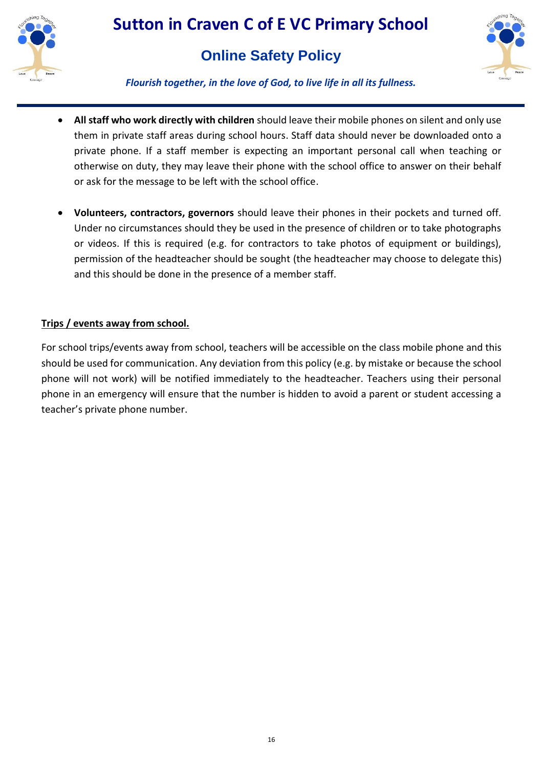- **All staff who work directly with children** should leave their mobile phones on silent and only use them in private staff areas during school hours. Staff data should never be downloaded onto a private phone. If a staff member is expecting an important personal call when teaching or otherwise on duty, they may leave their phone with the school office to answer on their behalf or ask for the message to be left with the school office.

- **Volunteers, contractors, governors** should leave their phones in their pockets and turned off. Under no circumstances should they be used in the presence of children or to take photographs or videos. If this is required (e.g. for contractors to take photos of equipment or buildings), permission of the headteacher should be sought (the headteacher may choose to delegate this) and this should be done in the presence of a member staff.

**Trips / events away from school.**

For school trips/events away from school, teachers will be accessible on the class mobile phone and this should be used for communication. Any deviation from this policy (e.g. by mistake or because the school phone will not work) will be notified immediately to the headteacher. Teachers using their personal phone in an emergency will ensure that the number is hidden to avoid a parent or student accessing a teacher's private phone number.